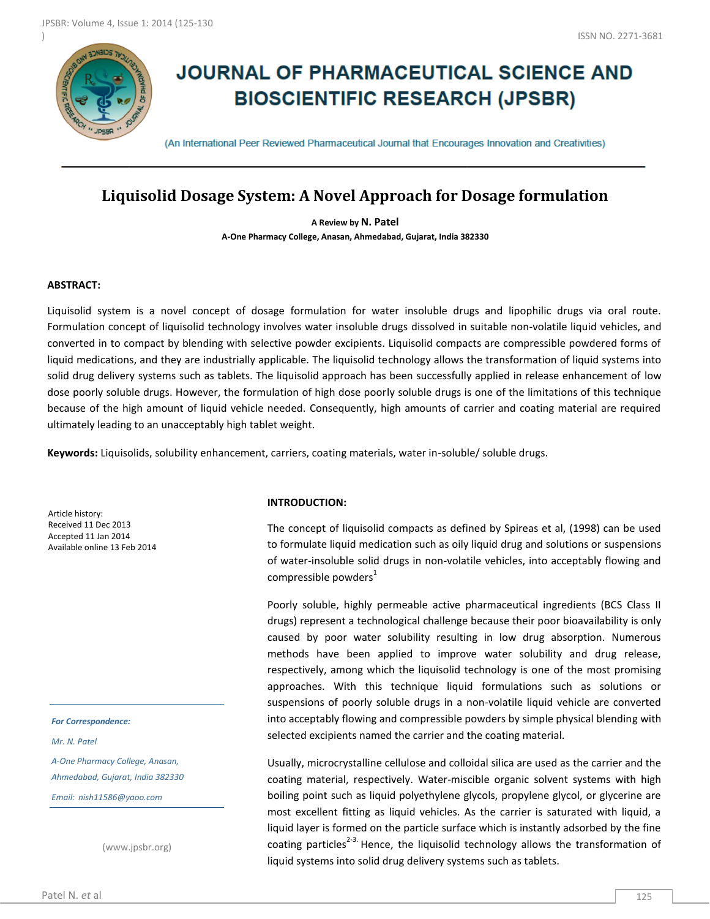# JOURNAL OF PHARMACEUTICAL SCIENCE AND BIOSCIENTIFIC RESEARCH (JPSBR)

(An International Peer Reviewed Pharmaceutical Journal that Encourages Innovation and Creativities)

## Liquisolid Dosage System: A Novel Approach for Dosage formulation

**A Review by N. Patel**

**A-One Pharmacy College, Anasan, Ahmedabad, Gujarat, India 382330**

### ABSTRACT:

Liquisolid system is a novel concept of dosage formulation for water insoluble drugs and lipophilic drugs via oral route. Formulation concept of liquisolid technology involves water insoluble drugs dissolved in suitable non-volatile liquid vehicles, and converted in to compact by blending with selective powder excipients. Liquisolid compacts are compressible powdered forms of liquid medications, and they are industrially applicable. The liquisolid technology allows the transformation of liquid systems into solid drug delivery systems such as tablets. The liquisolid approach has been successfully applied in release enhancement of low dose poorly soluble drugs. However, the formulation of high dose poorly soluble drugs is one of the limitations of this technique because of the high amount of liquid vehicle needed. Consequently, high amounts of carrier and coating material are required ultimately leading to an unacceptably high tablet weight.

**Keywords:** Liquisolids, solubility enhancement, carriers, coating materials, water in-soluble/ soluble drugs.

Article history:
Received 11 Dec 2013
Accepted 11 Jan 2014
Available online 13 Feb 2014

*For Correspondence:*

*Mr. N. Patel*

*A-One Pharmacy College, Anasan, Ahmedabad, Gujarat, India 382330*

*Email: nish11586@yaoo.com*

(www.jpsbr.org)

### INTRODUCTION:

The concept of liquisolid compacts as defined by Spireas et al, (1998) can be used to formulate liquid medication such as oily liquid drug and solutions or suspensions of water-insoluble solid drugs in non-volatile vehicles, into acceptably flowing and compressible powders[1]

Poorly soluble, highly permeable active pharmaceutical ingredients (BCS Class II drugs) represent a technological challenge because their poor bioavailability is only caused by poor water solubility resulting in low drug absorption. Numerous methods have been applied to improve water solubility and drug release, respectively, among which the liquisolid technology is one of the most promising approaches. With this technique liquid formulations such as solutions or suspensions of poorly soluble drugs in a non-volatile liquid vehicle are converted into acceptably flowing and compressible powders by simple physical blending with selected excipients named the carrier and the coating material.

Usually, microcrystalline cellulose and colloidal silica are used as the carrier and the coating material, respectively. Water-miscible organic solvent systems with high boiling point such as liquid polyethylene glycols, propylene glycol, or glycerine are most excellent fitting as liquid vehicles. As the carrier is saturated with liquid, a liquid layer is formed on the particle surface which is instantly adsorbed by the fine coating particles[2-3]. Hence, the liquisolid technology allows the transformation of liquid systems into solid drug delivery systems such as tablets.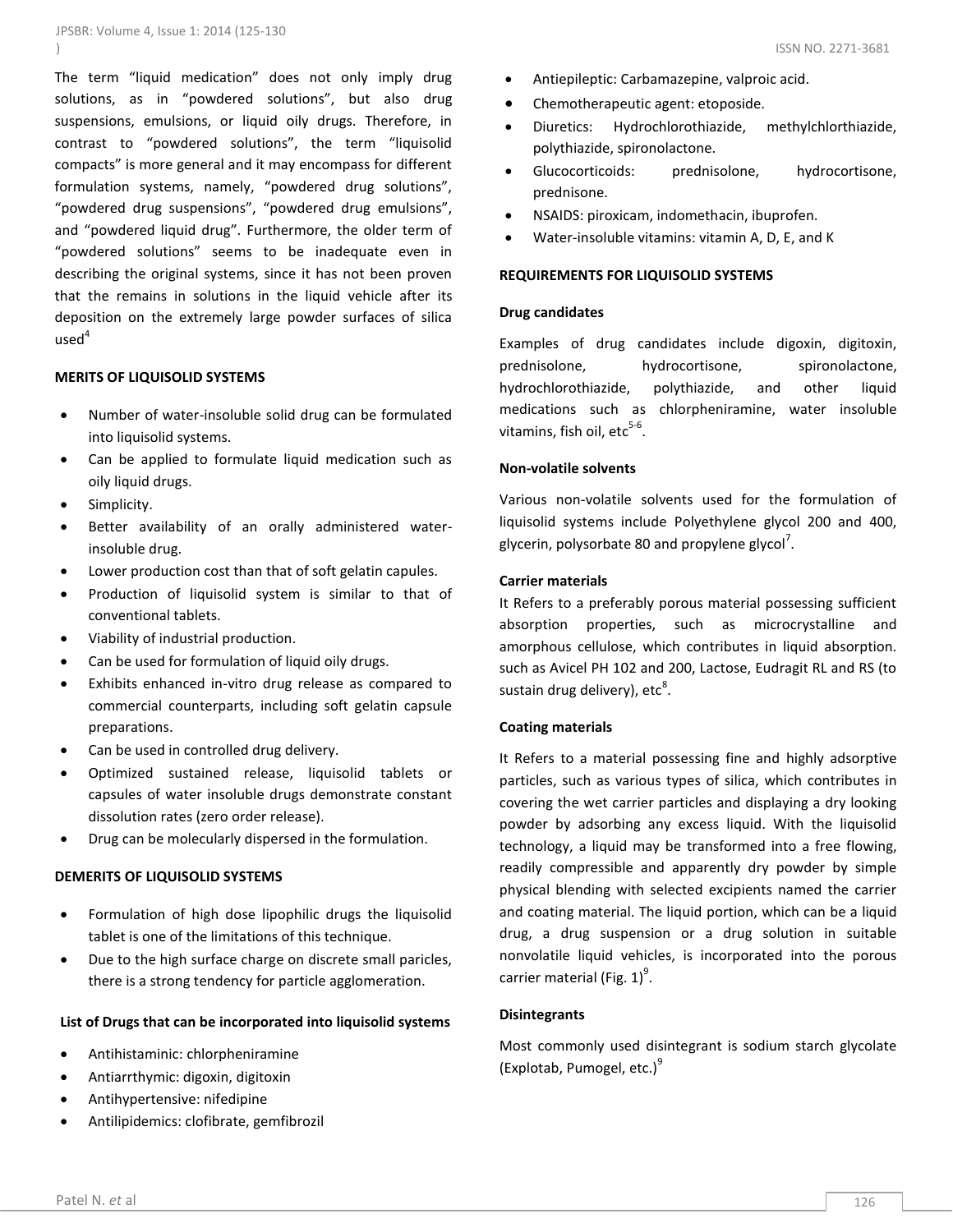The term "liquid medication" does not only imply drug solutions, as in "powdered solutions", but also drug suspensions, emulsions, or liquid oily drugs. Therefore, in contrast to "powdered solutions", the term "liquisolid compacts" is more general and it may encompass for different formulation systems, namely, "powdered drug solutions", "powdered drug suspensions", "powdered drug emulsions", and "powdered liquid drug". Furthermore, the older term of "powdered solutions" seems to be inadequate even in describing the original systems, since it has not been proven that the remains in solutions in the liquid vehicle after its deposition on the extremely large powder surfaces of silica used[4]

**MERITS OF LIQUISOLID SYSTEMS**

- Number of water-insoluble solid drug can be formulated into liquisolid systems.
- Can be applied to formulate liquid medication such as oily liquid drugs.
- Simplicity.
- Better availability of an orally administered water-insoluble drug.
- Lower production cost than that of soft gelatin capules.
- Production of liquisolid system is similar to that of conventional tablets.
- Viability of industrial production.
- Can be used for formulation of liquid oily drugs.
- Exhibits enhanced in-vitro drug release as compared to commercial counterparts, including soft gelatin capsule preparations.
- Can be used in controlled drug delivery.
- Optimized sustained release, liquisolid tablets or capsules of water insoluble drugs demonstrate constant dissolution rates (zero order release).
- Drug can be molecularly dispersed in the formulation.

**DEMERITS OF LIQUISOLID SYSTEMS**

- Formulation of high dose lipophilic drugs the liquisolid tablet is one of the limitations of this technique.
- Due to the high surface charge on discrete small paricles, there is a strong tendency for particle agglomeration.

**List of Drugs that can be incorporated into liquisolid systems**

- Antihistaminic: chlorpheniramine
- Antiarrthymic: digoxin, digitoxin
- Antihypertensive: nifedipine
- Antilipidemics: clofibrate, gemfibrozil
- Antiepileptic: Carbamazepine, valproic acid.
- Chemotherapeutic agent: etoposide.
- Diuretics: Hydrochlorothiazide, methylchlorthiazide, polythiazide, spironolactone.
- Glucocorticoids: prednisolone, hydrocortisone, prednisone.
- NSAIDS: piroxicam, indomethacin, ibuprofen.
- Water-insoluble vitamins: vitamin A, D, E, and K

**REQUIREMENTS FOR LIQUISOLID SYSTEMS**

**Drug candidates**

Examples of drug candidates include digoxin, digitoxin, prednisolone, hydrocortisone, spironolactone, hydrochlorothiazide, polythiazide, and other liquid medications such as chlorpheniramine, water insoluble vitamins, fish oil, etc[5-6].

**Non-volatile solvents**

Various non-volatile solvents used for the formulation of liquisolid systems include Polyethylene glycol 200 and 400, glycerin, polysorbate 80 and propylene glycol[7].

**Carrier materials**

It Refers to a preferably porous material possessing sufficient absorption properties, such as microcrystalline and amorphous cellulose, which contributes in liquid absorption. such as Avicel PH 102 and 200, Lactose, Eudragit RL and RS (to sustain drug delivery), etc[8].

**Coating materials**

It Refers to a material possessing fine and highly adsorptive particles, such as various types of silica, which contributes in covering the wet carrier particles and displaying a dry looking powder by adsorbing any excess liquid. With the liquisolid technology, a liquid may be transformed into a free flowing, readily compressible and apparently dry powder by simple physical blending with selected excipients named the carrier and coating material. The liquid portion, which can be a liquid drug, a drug suspension or a drug solution in suitable nonvolatile liquid vehicles, is incorporated into the porous carrier material (Fig. 1)[9].

**Disintegrants**

Most commonly used disintegrant is sodium starch glycolate (Explotab, Pumogel, etc.)[9]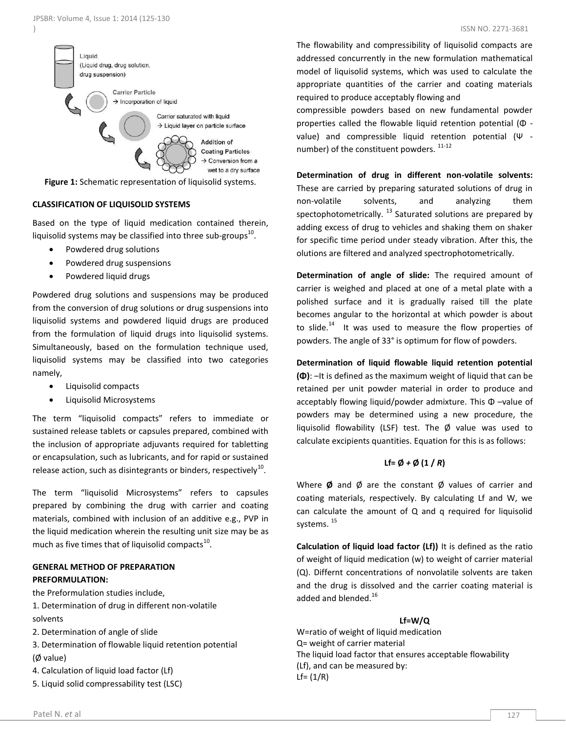Figure 1: Schematic representation of liquisolid systems.

**CLASSIFICATION OF LIQUISOLID SYSTEMS**

Based on the type of liquid medication contained therein, liquisolid systems may be classified into three sub-groups[10].

- Powdered drug solutions
- Powdered drug suspensions
- Powdered liquid drugs

Powdered drug solutions and suspensions may be produced from the conversion of drug solutions or drug suspensions into liquisolid systems and powdered liquid drugs are produced from the formulation of liquid drugs into liquisolid systems. Simultaneously, based on the formulation technique used, liquisolid systems may be classified into two categories namely,

- Liquisolid compacts
- Liquisolid Microsystems

The term "liquisolid compacts" refers to immediate or sustained release tablets or capsules prepared, combined with the inclusion of appropriate adjuvants required for tabletting or encapsulation, such as lubricants, and for rapid or sustained release action, such as disintegrants or binders, respectively[10].

The term "liquisolid Microsystems" refers to capsules prepared by combining the drug with carrier and coating materials, combined with inclusion of an additive e.g., PVP in the liquid medication wherein the resulting unit size may be as much as five times that of liquisolid compacts[10].

**GENERAL METHOD OF PREPARATION**
**PREFORMULATION:**

the Preformulation studies include,

1. Determination of drug in different non-volatile solvents
2. Determination of angle of slide
3. Determination of flowable liquid retention potential (Ø value)
4. Calculation of liquid load factor (Lf)
5. Liquid solid compressability test (LSC)

The flowability and compressibility of liquisolid compacts are addressed concurrently in the new formulation mathematical model of liquisolid systems, which was used to calculate the appropriate quantities of the carrier and coating materials required to produce acceptably flowing and compressible powders based on new fundamental powder properties called the flowable liquid retention potential (Φ - value) and compressible liquid retention potential (Ψ - number) of the constituent powders. [11-12]

**Determination of drug in different non-volatile solvents:** These are carried by preparing saturated solutions of drug in non-volatile solvents, and analyzing them spectophotometrically. [13] Saturated solutions are prepared by adding excess of drug to vehicles and shaking them on shaker for specific time period under steady vibration. After this, the olutions are filtered and analyzed spectrophotometrically.

**Determination of angle of slide:** The required amount of carrier is weighed and placed at one of a metal plate with a polished surface and it is gradually raised till the plate becomes angular to the horizontal at which powder is about to slide.[14] It was used to measure the flow properties of powders. The angle of 33° is optimum for flow of powders.

**Determination of liquid flowable liquid retention potential (Φ)**: –It is defined as the maximum weight of liquid that can be retained per unit powder material in order to produce and acceptably flowing liquid/powder admixture. This Φ –value of powders may be determined using a new procedure, the liquisolid flowability (LSF) test. The Ø value was used to calculate excipients quantities. Equation for this is as follows:

$$Lf = Ø + Ø\,(1 / R)$$

Where **Ø** and Ø are the constant Ø values of carrier and coating materials, respectively. By calculating Lf and W, we can calculate the amount of Q and q required for liquisolid systems. [15]

**Calculation of liquid load factor (Lf))** It is defined as the ratio of weight of liquid medication (w) to weight of carrier material (Q). Differnt concentrations of nonvolatile solvents are taken and the drug is dissolved and the carrier coating material is added and blended.[16]

$$Lf = W/Q$$

W=ratio of weight of liquid medication
Q= weight of carrier material
The liquid load factor that ensures acceptable flowability (Lf), and can be measured by:
$Lf = (1/R)$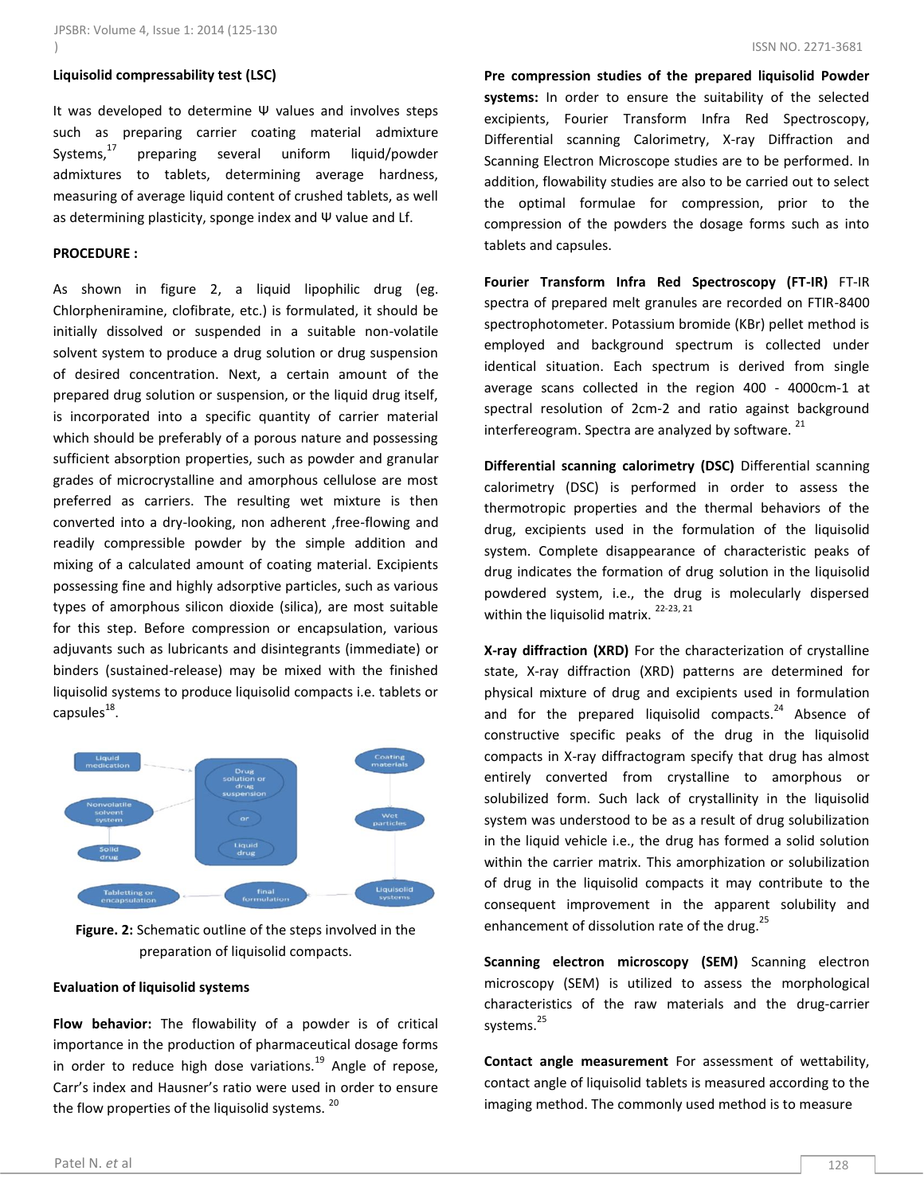**Liquisolid compressability test (LSC)**

It was developed to determine Ψ values and involves steps such as preparing carrier coating material admixture Systems,[17] preparing several uniform liquid/powder admixtures to tablets, determining average hardness, measuring of average liquid content of crushed tablets, as well as determining plasticity, sponge index and Ψ value and Lf.

**PROCEDURE :**

As shown in figure 2, a liquid lipophilic drug (eg. Chlorpheniramine, clofibrate, etc.) is formulated, it should be initially dissolved or suspended in a suitable non-volatile solvent system to produce a drug solution or drug suspension of desired concentration. Next, a certain amount of the prepared drug solution or suspension, or the liquid drug itself, is incorporated into a specific quantity of carrier material which should be preferably of a porous nature and possessing sufficient absorption properties, such as powder and granular grades of microcrystalline and amorphous cellulose are most preferred as carriers. The resulting wet mixture is then converted into a dry-looking, non adherent ,free-flowing and readily compressible powder by the simple addition and mixing of a calculated amount of coating material. Excipients possessing fine and highly adsorptive particles, such as various types of amorphous silicon dioxide (silica), are most suitable for this step. Before compression or encapsulation, various adjuvants such as lubricants and disintegrants (immediate) or binders (sustained-release) may be mixed with the finished liquisolid systems to produce liquisolid compacts i.e. tablets or capsules[18].

**Figure. 2:** Schematic outline of the steps involved in the preparation of liquisolid compacts.

**Evaluation of liquisolid systems**

**Flow behavior:** The flowability of a powder is of critical importance in the production of pharmaceutical dosage forms in order to reduce high dose variations.[19] Angle of repose, Carr's index and Hausner's ratio were used in order to ensure the flow properties of the liquisolid systems. [20]

**Pre compression studies of the prepared liquisolid Powder systems:** In order to ensure the suitability of the selected excipients, Fourier Transform Infra Red Spectroscopy, Differential scanning Calorimetry, X-ray Diffraction and Scanning Electron Microscope studies are to be performed. In addition, flowability studies are also to be carried out to select the optimal formulae for compression, prior to the compression of the powders the dosage forms such as into tablets and capsules.

**Fourier Transform Infra Red Spectroscopy (FT-IR)** FT-IR spectra of prepared melt granules are recorded on FTIR-8400 spectrophotometer. Potassium bromide (KBr) pellet method is employed and background spectrum is collected under identical situation. Each spectrum is derived from single average scans collected in the region 400 - 4000cm-1 at spectral resolution of 2cm-2 and ratio against background interfereogram. Spectra are analyzed by software. [21]

**Differential scanning calorimetry (DSC)** Differential scanning calorimetry (DSC) is performed in order to assess the thermotropic properties and the thermal behaviors of the drug, excipients used in the formulation of the liquisolid system. Complete disappearance of characteristic peaks of drug indicates the formation of drug solution in the liquisolid powdered system, i.e., the drug is molecularly dispersed within the liquisolid matrix. [22-23, 21]

**X-ray diffraction (XRD)** For the characterization of crystalline state, X-ray diffraction (XRD) patterns are determined for physical mixture of drug and excipients used in formulation and for the prepared liquisolid compacts.[24] Absence of constructive specific peaks of the drug in the liquisolid compacts in X-ray diffractogram specify that drug has almost entirely converted from crystalline to amorphous or solubilized form. Such lack of crystallinity in the liquisolid system was understood to be as a result of drug solubilization in the liquid vehicle i.e., the drug has formed a solid solution within the carrier matrix. This amorphization or solubilization of drug in the liquisolid compacts it may contribute to the consequent improvement in the apparent solubility and enhancement of dissolution rate of the drug.[25]

**Scanning electron microscopy (SEM)** Scanning electron microscopy (SEM) is utilized to assess the morphological characteristics of the raw materials and the drug-carrier systems.[25]

**Contact angle measurement** For assessment of wettability, contact angle of liquisolid tablets is measured according to the imaging method. The commonly used method is to measure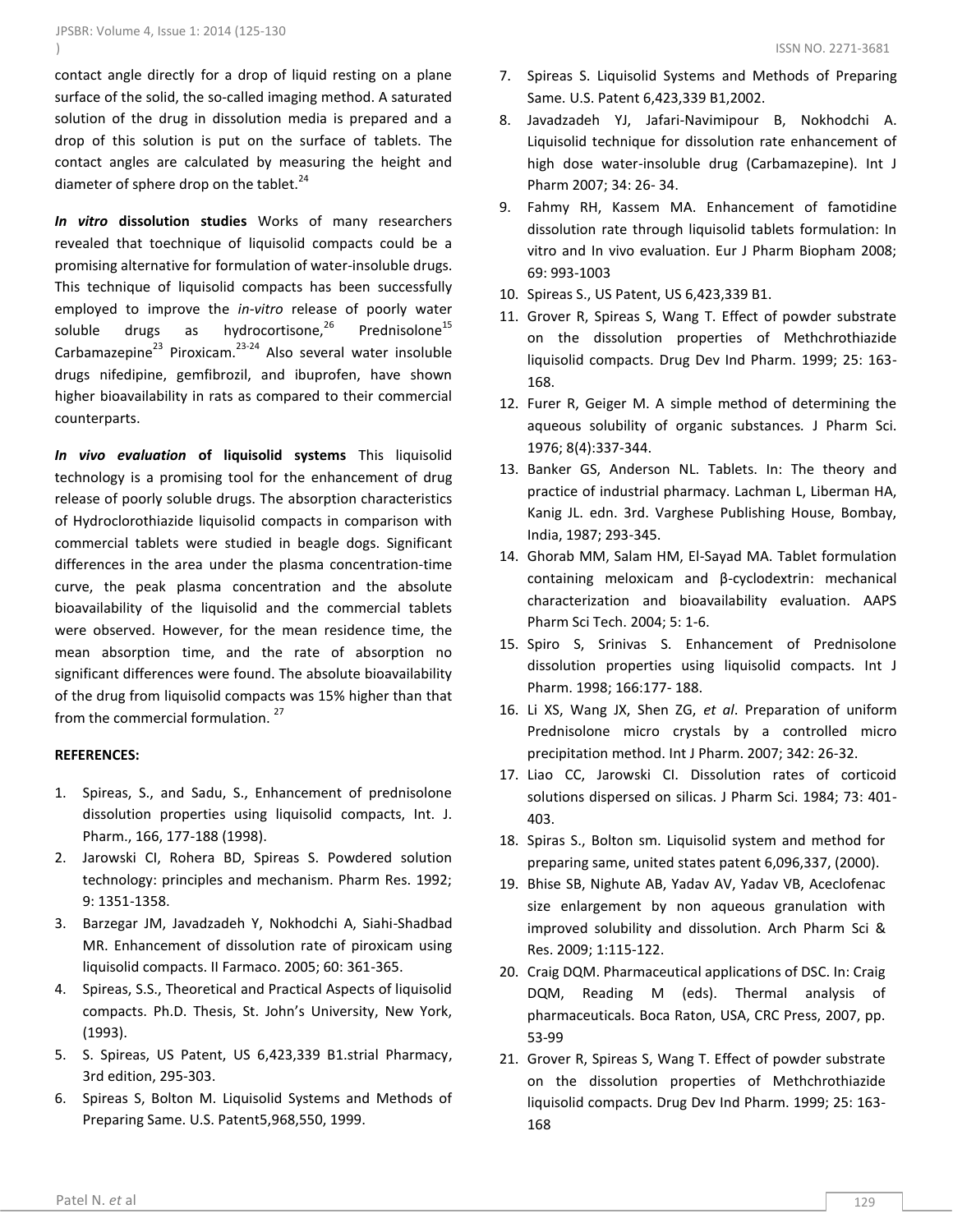contact angle directly for a drop of liquid resting on a plane surface of the solid, the so-called imaging method. A saturated solution of the drug in dissolution media is prepared and a drop of this solution is put on the surface of tablets. The contact angles are calculated by measuring the height and diameter of sphere drop on the tablet.[24]

***In vitro* dissolution studies** Works of many researchers revealed that toechnique of liquisolid compacts could be a promising alternative for formulation of water-insoluble drugs. This technique of liquisolid compacts has been successfully employed to improve the *in-vitro* release of poorly water soluble drugs as hydrocortisone,[26] Prednisolone[15] Carbamazepine[23] Piroxicam.[23-24] Also several water insoluble drugs nifedipine, gemfibrozil, and ibuprofen, have shown higher bioavailability in rats as compared to their commercial counterparts.

***In vivo evaluation* of liquisolid systems** This liquisolid technology is a promising tool for the enhancement of drug release of poorly soluble drugs. The absorption characteristics of Hydroclorothiazide liquisolid compacts in comparison with commercial tablets were studied in beagle dogs. Significant differences in the area under the plasma concentration-time curve, the peak plasma concentration and the absolute bioavailability of the liquisolid and the commercial tablets were observed. However, for the mean residence time, the mean absorption time, and the rate of absorption no significant differences were found. The absolute bioavailability of the drug from liquisolid compacts was 15% higher than that from the commercial formulation. [27]

**REFERENCES:**

1. Spireas, S., and Sadu, S., Enhancement of prednisolone dissolution properties using liquisolid compacts, Int. J. Pharm., 166, 177-188 (1998).
2. Jarowski CI, Rohera BD, Spireas S. Powdered solution technology: principles and mechanism. Pharm Res. 1992; 9: 1351-1358.
3. Barzegar JM, Javadzadeh Y, Nokhodchi A, Siahi-Shadbad MR. Enhancement of dissolution rate of piroxicam using liquisolid compacts. II Farmaco. 2005; 60: 361-365.
4. Spireas, S.S., Theoretical and Practical Aspects of liquisolid compacts. Ph.D. Thesis, St. John's University, New York, (1993).
5. S. Spireas, US Patent, US 6,423,339 B1.strial Pharmacy, 3rd edition, 295-303.
6. Spireas S, Bolton M. Liquisolid Systems and Methods of Preparing Same. U.S. Patent5,968,550, 1999.
7. Spireas S. Liquisolid Systems and Methods of Preparing Same. U.S. Patent 6,423,339 B1,2002.
8. Javadzadeh YJ, Jafari-Navimipour B, Nokhodchi A. Liquisolid technique for dissolution rate enhancement of high dose water-insoluble drug (Carbamazepine). Int J Pharm 2007; 34: 26- 34.
9. Fahmy RH, Kassem MA. Enhancement of famotidine dissolution rate through liquisolid tablets formulation: In vitro and In vivo evaluation. Eur J Pharm Biopham 2008; 69: 993-1003
10. Spireas S., US Patent, US 6,423,339 B1.
11. Grover R, Spireas S, Wang T. Effect of powder substrate on the dissolution properties of Methchrothiazide liquisolid compacts. Drug Dev Ind Pharm. 1999; 25: 163-168.
12. Furer R, Geiger M. A simple method of determining the aqueous solubility of organic substances. J Pharm Sci. 1976; 8(4):337-344.
13. Banker GS, Anderson NL. Tablets. In: The theory and practice of industrial pharmacy. Lachman L, Liberman HA, Kanig JL. edn. 3rd. Varghese Publishing House, Bombay, India, 1987; 293-345.
14. Ghorab MM, Salam HM, El-Sayad MA. Tablet formulation containing meloxicam and β-cyclodextrin: mechanical characterization and bioavailability evaluation. AAPS Pharm Sci Tech. 2004; 5: 1-6.
15. Spiro S, Srinivas S. Enhancement of Prednisolone dissolution properties using liquisolid compacts. Int J Pharm. 1998; 166:177- 188.
16. Li XS, Wang JX, Shen ZG, *et al*. Preparation of uniform Prednisolone micro crystals by a controlled micro precipitation method. Int J Pharm. 2007; 342: 26-32.
17. Liao CC, Jarowski CI. Dissolution rates of corticoid solutions dispersed on silicas. J Pharm Sci. 1984; 73: 401-403.
18. Spiras S., Bolton sm. Liquisolid system and method for preparing same, united states patent 6,096,337, (2000).
19. Bhise SB, Nighute AB, Yadav AV, Yadav VB, Aceclofenac size enlargement by non aqueous granulation with improved solubility and dissolution. Arch Pharm Sci & Res. 2009; 1:115-122.
20. Craig DQM. Pharmaceutical applications of DSC. In: Craig DQM, Reading M (eds). Thermal analysis of pharmaceuticals. Boca Raton, USA, CRC Press, 2007, pp. 53-99
21. Grover R, Spireas S, Wang T. Effect of powder substrate on the dissolution properties of Methchrothiazide liquisolid compacts. Drug Dev Ind Pharm. 1999; 25: 163-168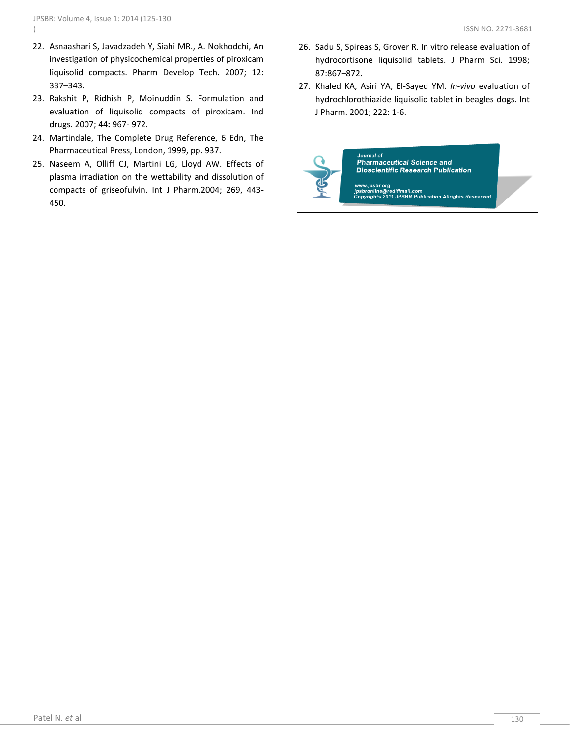22. Asnaashari S, Javadzadeh Y, Siahi MR., A. Nokhodchi, An investigation of physicochemical properties of piroxicam liquisolid compacts. Pharm Develop Tech. 2007; 12: 337–343.
23. Rakshit P, Ridhish P, Moinuddin S. Formulation and evaluation of liquisolid compacts of piroxicam. Ind drugs. 2007; 44**:** 967- 972.
24. Martindale, The Complete Drug Reference, 6 Edn, The Pharmaceutical Press, London, 1999, pp. 937.
25. Naseem A, Olliff CJ, Martini LG, Lloyd AW. Effects of plasma irradiation on the wettability and dissolution of compacts of griseofulvin. Int J Pharm.2004; 269, 443-450.
26. Sadu S, Spireas S, Grover R. In vitro release evaluation of hydrocortisone liquisolid tablets. J Pharm Sci. 1998; 87:867–872.
27. Khaled KA, Asiri YA, El-Sayed YM. *In-vivo* evaluation of hydrochlorothiazide liquisolid tablet in beagles dogs. Int J Pharm. 2001; 222: 1-6.

Journal of
Pharmaceutical Science and
Bioscientific Research Publication

www.jpsbr.org
jpsbronline@rediffmail.com
Copyrights 2011 JPSBR Publication Allrights Researved